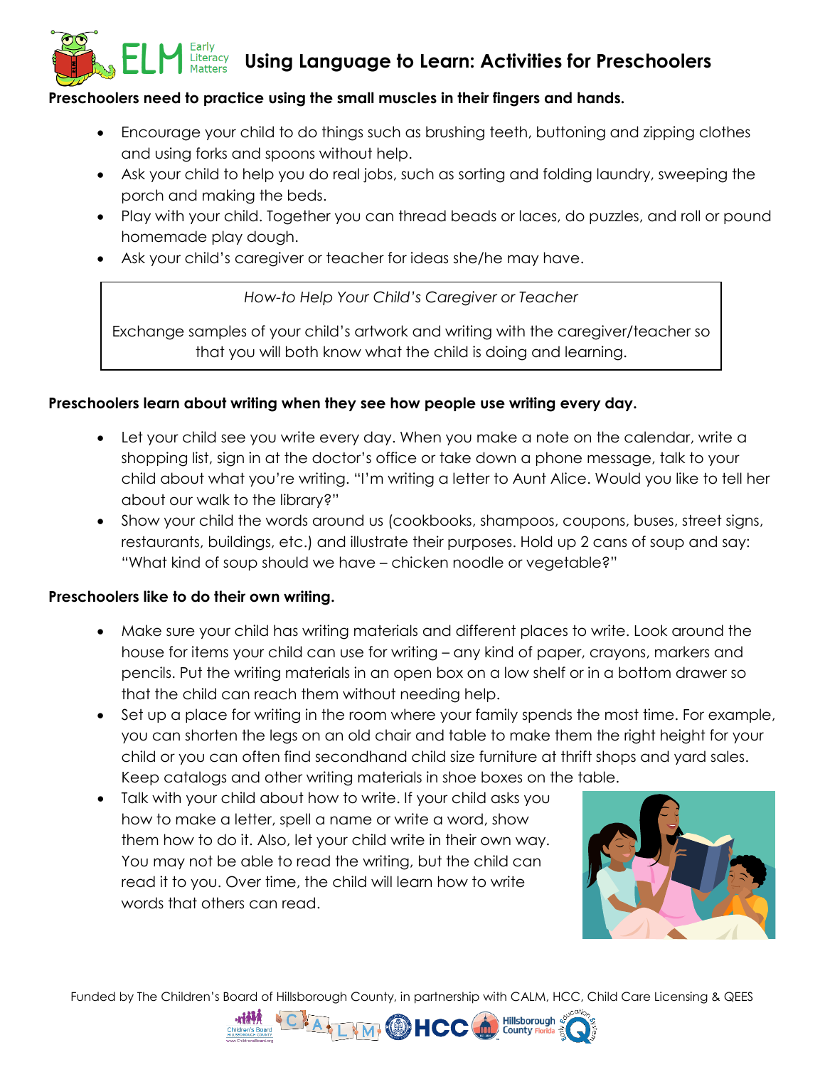# Using Language to Learn: Activities for Preschoolers

**Preschoolers need to practice using the small muscles in their fingers and hands.**

- Encourage your child to do things such as brushing teeth, buttoning and zipping clothes and using forks and spoons without help.
- Ask your child to help you do real jobs, such as sorting and folding laundry, sweeping the porch and making the beds.
- Play with your child. Together you can thread beads or laces, do puzzles, and roll or pound homemade play dough.
- Ask your child's caregiver or teacher for ideas she/he may have.

> *How-to Help Your Child's Caregiver or Teacher*
>
> Exchange samples of your child's artwork and writing with the caregiver/teacher so that you will both know what the child is doing and learning.

**Preschoolers learn about writing when they see how people use writing every day.**

- Let your child see you write every day. When you make a note on the calendar, write a shopping list, sign in at the doctor's office or take down a phone message, talk to your child about what you're writing. "I'm writing a letter to Aunt Alice. Would you like to tell her about our walk to the library?"
- Show your child the words around us (cookbooks, shampoos, coupons, buses, street signs, restaurants, buildings, etc.) and illustrate their purposes. Hold up 2 cans of soup and say: "What kind of soup should we have – chicken noodle or vegetable?"

**Preschoolers like to do their own writing.**

- Make sure your child has writing materials and different places to write. Look around the house for items your child can use for writing – any kind of paper, crayons, markers and pencils. Put the writing materials in an open box on a low shelf or in a bottom drawer so that the child can reach them without needing help.
- Set up a place for writing in the room where your family spends the most time. For example, you can shorten the legs on an old chair and table to make them the right height for your child or you can often find secondhand child size furniture at thrift shops and yard sales. Keep catalogs and other writing materials in shoe boxes on the table.
- Talk with your child about how to write. If your child asks you how to make a letter, spell a name or write a word, show them how to do it. Also, let your child write in their own way. You may not be able to read the writing, but the child can read it to you. Over time, the child will learn how to write words that others can read.

Funded by The Children's Board of Hillsborough County, in partnership with CALM, HCC, Child Care Licensing & QEES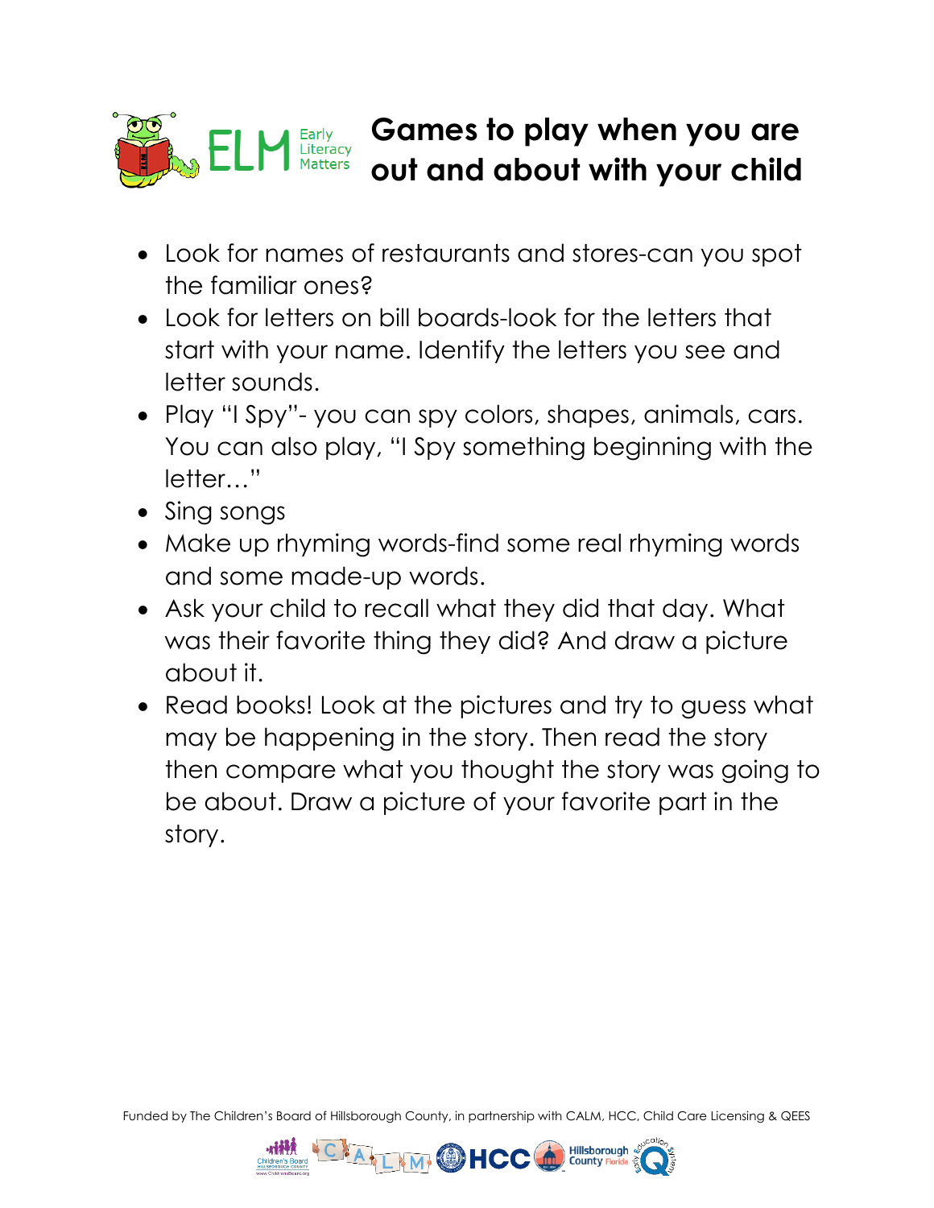ELM Early Literacy Matters

# Games to play when you are out and about with your child

- Look for names of restaurants and stores-can you spot the familiar ones?
- Look for letters on bill boards-look for the letters that start with your name. Identify the letters you see and letter sounds.
- Play "I Spy"- you can spy colors, shapes, animals, cars. You can also play, "I Spy something beginning with the letter…"
- Sing songs
- Make up rhyming words-find some real rhyming words and some made-up words.
- Ask your child to recall what they did that day. What was their favorite thing they did? And draw a picture about it.
- Read books! Look at the pictures and try to guess what may be happening in the story. Then read the story then compare what you thought the story was going to be about. Draw a picture of your favorite part in the story.

Funded by The Children's Board of Hillsborough County, in partnership with CALM, HCC, Child Care Licensing & QEES